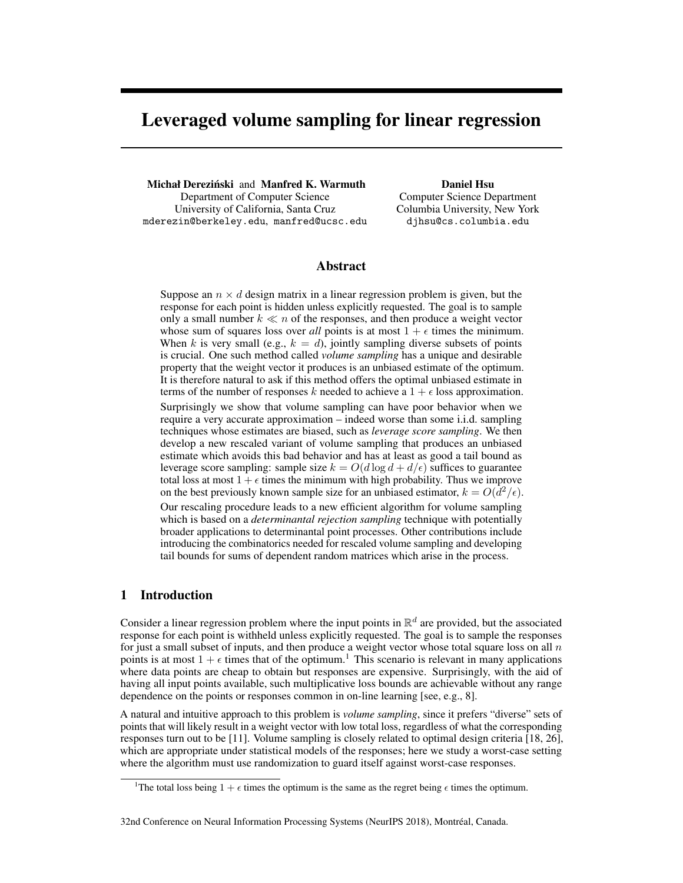# Leveraged volume sampling for linear regression

**Michał Dereziński** and **Manfred K. Warmuth**
Department of Computer Science
University of California, Santa Cruz
mderezin@berkeley.edu, manfred@ucsc.edu

**Daniel Hsu**
Computer Science Department
Columbia University, New York
djhsu@cs.columbia.edu

## Abstract

Suppose an $n \times d$ design matrix in a linear regression problem is given, but the response for each point is hidden unless explicitly requested. The goal is to sample only a small number $k \ll n$ of the responses, and then produce a weight vector whose sum of squares loss over *all* points is at most $1 + \epsilon$ times the minimum. When $k$ is very small (e.g., $k = d$), jointly sampling diverse subsets of points is crucial. One such method called *volume sampling* has a unique and desirable property that the weight vector it produces is an unbiased estimate of the optimum. It is therefore natural to ask if this method offers the optimal unbiased estimate in terms of the number of responses $k$ needed to achieve a $1 + \epsilon$ loss approximation.

Surprisingly we show that volume sampling can have poor behavior when we require a very accurate approximation – indeed worse than some i.i.d. sampling techniques whose estimates are biased, such as *leverage score sampling*. We then develop a new rescaled variant of volume sampling that produces an unbiased estimate which avoids this bad behavior and has at least as good a tail bound as leverage score sampling: sample size $k = O(d \log d + d/\epsilon)$ suffices to guarantee total loss at most $1 + \epsilon$ times the minimum with high probability. Thus we improve on the best previously known sample size for an unbiased estimator, $k = O(d^2/\epsilon)$.

Our rescaling procedure leads to a new efficient algorithm for volume sampling which is based on a *determinantal rejection sampling* technique with potentially broader applications to determinantal point processes. Other contributions include introducing the combinatorics needed for rescaled volume sampling and developing tail bounds for sums of dependent random matrices which arise in the process.

## 1 Introduction

Consider a linear regression problem where the input points in $\mathbb{R}^d$ are provided, but the associated response for each point is withheld unless explicitly requested. The goal is to sample the responses for just a small subset of inputs, and then produce a weight vector whose total square loss on all $n$ points is at most $1 + \epsilon$ times that of the optimum.[1] This scenario is relevant in many applications where data points are cheap to obtain but responses are expensive. Surprisingly, with the aid of having all input points available, such multiplicative loss bounds are achievable without any range dependence on the points or responses common in on-line learning [see, e.g., 8].

A natural and intuitive approach to this problem is *volume sampling*, since it prefers "diverse" sets of points that will likely result in a weight vector with low total loss, regardless of what the corresponding responses turn out to be [11]. Volume sampling is closely related to optimal design criteria [18, 26], which are appropriate under statistical models of the responses; here we study a worst-case setting where the algorithm must use randomization to guard itself against worst-case responses.

[1] The total loss being $1 + \epsilon$ times the optimum is the same as the regret being $\epsilon$ times the optimum.

32nd Conference on Neural Information Processing Systems (NeurIPS 2018), Montréal, Canada.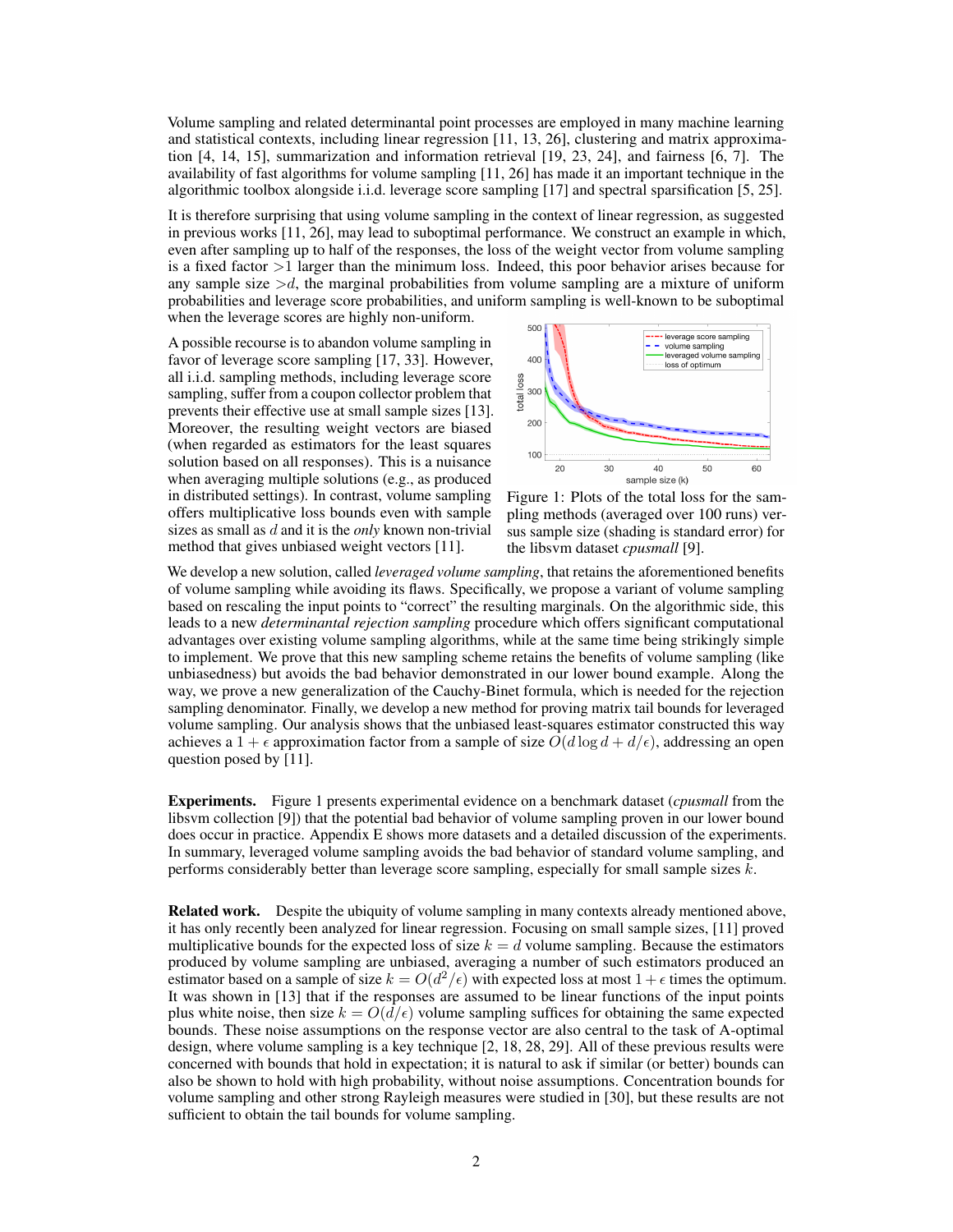Volume sampling and related determinantal point processes are employed in many machine learning and statistical contexts, including linear regression [11, 13, 26], clustering and matrix approximation [4, 14, 15], summarization and information retrieval [19, 23, 24], and fairness [6, 7]. The availability of fast algorithms for volume sampling [11, 26] has made it an important technique in the algorithmic toolbox alongside i.i.d. leverage score sampling [17] and spectral sparsification [5, 25].

It is therefore surprising that using volume sampling in the context of linear regression, as suggested in previous works [11, 26], may lead to suboptimal performance. We construct an example in which, even after sampling up to half of the responses, the loss of the weight vector from volume sampling is a fixed factor $>1$ larger than the minimum loss. Indeed, this poor behavior arises because for any sample size $>d$, the marginal probabilities from volume sampling are a mixture of uniform probabilities and leverage score probabilities, and uniform sampling is well-known to be suboptimal when the leverage scores are highly non-uniform.

A possible recourse is to abandon volume sampling in favor of leverage score sampling [17, 33]. However, all i.i.d. sampling methods, including leverage score sampling, suffer from a coupon collector problem that prevents their effective use at small sample sizes [13]. Moreover, the resulting weight vectors are biased (when regarded as estimators for the least squares solution based on all responses). This is a nuisance when averaging multiple solutions (e.g., as produced in distributed settings). In contrast, volume sampling offers multiplicative loss bounds even with sample sizes as small as $d$ and it is the *only* known non-trivial method that gives unbiased weight vectors [11].

Figure 1: Plots of the total loss for the sampling methods (averaged over 100 runs) versus sample size (shading is standard error) for the libsvm dataset *cpusmall* [9].

We develop a new solution, called *leveraged volume sampling*, that retains the aforementioned benefits of volume sampling while avoiding its flaws. Specifically, we propose a variant of volume sampling based on rescaling the input points to "correct" the resulting marginals. On the algorithmic side, this leads to a new *determinantal rejection sampling* procedure which offers significant computational advantages over existing volume sampling algorithms, while at the same time being strikingly simple to implement. We prove that this new sampling scheme retains the benefits of volume sampling (like unbiasedness) but avoids the bad behavior demonstrated in our lower bound example. Along the way, we prove a new generalization of the Cauchy-Binet formula, which is needed for the rejection sampling denominator. Finally, we develop a new method for proving matrix tail bounds for leveraged volume sampling. Our analysis shows that the unbiased least-squares estimator constructed this way achieves a $1+\epsilon$ approximation factor from a sample of size $O(d\log d + d/\epsilon)$, addressing an open question posed by [11].

**Experiments.** Figure 1 presents experimental evidence on a benchmark dataset (*cpusmall* from the libsvm collection [9]) that the potential bad behavior of volume sampling proven in our lower bound does occur in practice. Appendix E shows more datasets and a detailed discussion of the experiments. In summary, leveraged volume sampling avoids the bad behavior of standard volume sampling, and performs considerably better than leverage score sampling, especially for small sample sizes $k$.

**Related work.** Despite the ubiquity of volume sampling in many contexts already mentioned above, it has only recently been analyzed for linear regression. Focusing on small sample sizes, [11] proved multiplicative bounds for the expected loss of size $k = d$ volume sampling. Because the estimators produced by volume sampling are unbiased, averaging a number of such estimators produced an estimator based on a sample of size $k = O(d^2/\epsilon)$ with expected loss at most $1+\epsilon$ times the optimum. It was shown in [13] that if the responses are assumed to be linear functions of the input points plus white noise, then size $k = O(d/\epsilon)$ volume sampling suffices for obtaining the same expected bounds. These noise assumptions on the response vector are also central to the task of A-optimal design, where volume sampling is a key technique [2, 18, 28, 29]. All of these previous results were concerned with bounds that hold in expectation; it is natural to ask if similar (or better) bounds can also be shown to hold with high probability, without noise assumptions. Concentration bounds for volume sampling and other strong Rayleigh measures were studied in [30], but these results are not sufficient to obtain the tail bounds for volume sampling.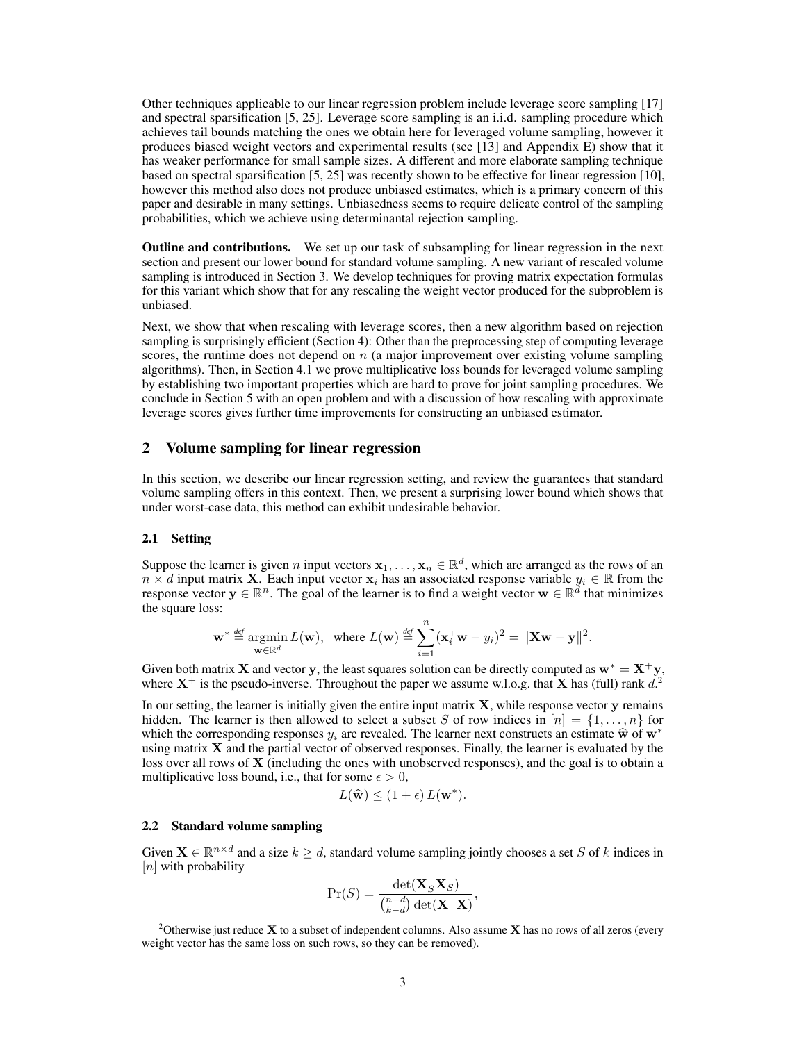Other techniques applicable to our linear regression problem include leverage score sampling [17] and spectral sparsification [5, 25]. Leverage score sampling is an i.i.d. sampling procedure which achieves tail bounds matching the ones we obtain here for leveraged volume sampling, however it produces biased weight vectors and experimental results (see [13] and Appendix E) show that it has weaker performance for small sample sizes. A different and more elaborate sampling technique based on spectral sparsification [5, 25] was recently shown to be effective for linear regression [10], however this method also does not produce unbiased estimates, which is a primary concern of this paper and desirable in many settings. Unbiasedness seems to require delicate control of the sampling probabilities, which we achieve using determinantal rejection sampling.

**Outline and contributions.** We set up our task of subsampling for linear regression in the next section and present our lower bound for standard volume sampling. A new variant of rescaled volume sampling is introduced in Section 3. We develop techniques for proving matrix expectation formulas for this variant which show that for any rescaling the weight vector produced for the subproblem is unbiased.

Next, we show that when rescaling with leverage scores, then a new algorithm based on rejection sampling is surprisingly efficient (Section 4): Other than the preprocessing step of computing leverage scores, the runtime does not depend on $n$ (a major improvement over existing volume sampling algorithms). Then, in Section 4.1 we prove multiplicative loss bounds for leveraged volume sampling by establishing two important properties which are hard to prove for joint sampling procedures. We conclude in Section 5 with an open problem and with a discussion of how rescaling with approximate leverage scores gives further time improvements for constructing an unbiased estimator.

## 2 Volume sampling for linear regression

In this section, we describe our linear regression setting, and review the guarantees that standard volume sampling offers in this context. Then, we present a surprising lower bound which shows that under worst-case data, this method can exhibit undesirable behavior.

### 2.1 Setting

Suppose the learner is given $n$ input vectors $\mathbf{x}_1, \ldots, \mathbf{x}_n \in \mathbb{R}^d$, which are arranged as the rows of an $n \times d$ input matrix $\mathbf{X}$. Each input vector $\mathbf{x}_i$ has an associated response variable $y_i \in \mathbb{R}$ from the response vector $\mathbf{y} \in \mathbb{R}^n$. The goal of the learner is to find a weight vector $\mathbf{w} \in \mathbb{R}^d$ that minimizes the square loss:

$$\mathbf{w}^* \stackrel{\textit{def}}{=} \operatorname*{argmin}_{\mathbf{w} \in \mathbb{R}^d} L(\mathbf{w}), \quad \text{where } L(\mathbf{w}) \stackrel{\textit{def}}{=} \sum_{i=1}^{n} (\mathbf{x}_i^\top \mathbf{w} - y_i)^2 = \|\mathbf{X}\mathbf{w} - \mathbf{y}\|^2.$$

Given both matrix $\mathbf{X}$ and vector $\mathbf{y}$, the least squares solution can be directly computed as $\mathbf{w}^* = \mathbf{X}^+ \mathbf{y}$, where $\mathbf{X}^+$ is the pseudo-inverse. Throughout the paper we assume w.l.o.g. that $\mathbf{X}$ has (full) rank $d$.[2]

In our setting, the learner is initially given the entire input matrix $\mathbf{X}$, while response vector $\mathbf{y}$ remains hidden. The learner is then allowed to select a subset $S$ of row indices in $[n] = \{1, \ldots, n\}$ for which the corresponding responses $y_i$ are revealed. The learner next constructs an estimate $\widehat{\mathbf{w}}$ of $\mathbf{w}^*$ using matrix $\mathbf{X}$ and the partial vector of observed responses. Finally, the learner is evaluated by the loss over all rows of $\mathbf{X}$ (including the ones with unobserved responses), and the goal is to obtain a multiplicative loss bound, i.e., that for some $\epsilon > 0$,

$$L(\widehat{\mathbf{w}}) \leq (1 + \epsilon)\, L(\mathbf{w}^*).$$

### 2.2 Standard volume sampling

Given $\mathbf{X} \in \mathbb{R}^{n \times d}$ and a size $k \geq d$, standard volume sampling jointly chooses a set $S$ of $k$ indices in $[n]$ with probability

$$\Pr(S) = \frac{\det(\mathbf{X}_S^\top \mathbf{X}_S)}{\binom{n-d}{k-d} \det(\mathbf{X}^\top \mathbf{X})},$$

[2] Otherwise just reduce $\mathbf{X}$ to a subset of independent columns. Also assume $\mathbf{X}$ has no rows of all zeros (every weight vector has the same loss on such rows, so they can be removed).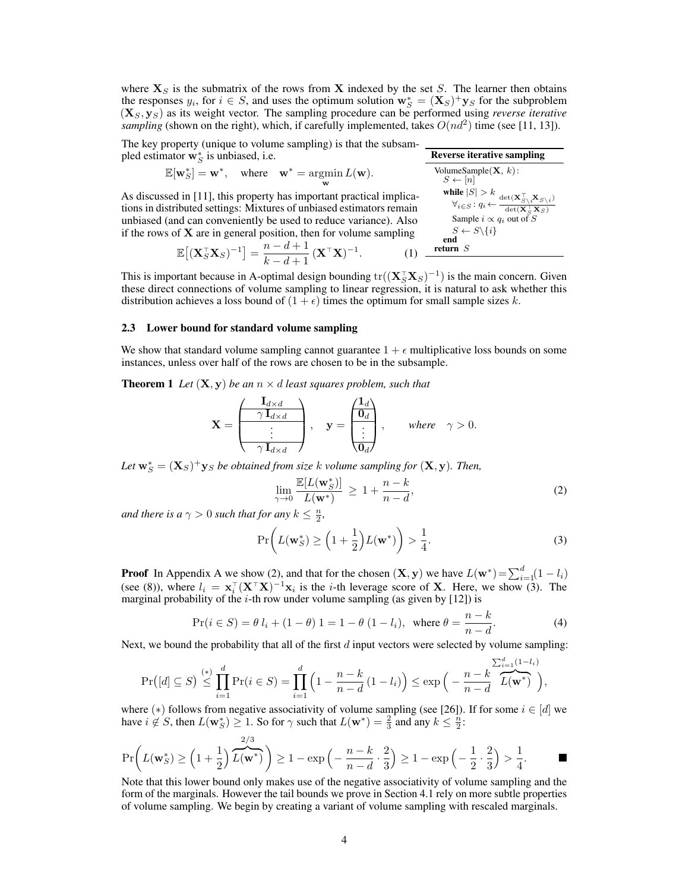where $\mathbf{X}_S$ is the submatrix of the rows from $\mathbf{X}$ indexed by the set $S$. The learner then obtains the responses $y_i$, for $i \in S$, and uses the optimum solution $\mathbf{w}_S^* = (\mathbf{X}_S)^+ \mathbf{y}_S$ for the subproblem $(\mathbf{X}_S, \mathbf{y}_S)$ as its weight vector. The sampling procedure can be performed using *reverse iterative sampling* (shown on the right), which, if carefully implemented, takes $O(nd^2)$ time (see [11, 13]).

The key property (unique to volume sampling) is that the subsampled estimator $\mathbf{w}_S^*$ is unbiased, i.e.

$$\mathbb{E}[\mathbf{w}_S^*] = \mathbf{w}^*, \quad \text{where} \quad \mathbf{w}^* = \underset{\mathbf{w}}{\operatorname{argmin}}\, L(\mathbf{w}).$$

As discussed in [11], this property has important practical implications in distributed settings: Mixtures of unbiased estimators remain unbiased (and can conveniently be used to reduce variance). Also if the rows of $\mathbf{X}$ are in general position, then for volume sampling

$$\mathbb{E}\big[(\mathbf{X}_S^\top \mathbf{X}_S)^{-1}\big] = \frac{n-d+1}{k-d+1}\,(\mathbf{X}^\top \mathbf{X})^{-1}. \tag{1}$$

**Reverse iterative sampling**

```
VolumeSample(X, k):
  S ← [n]
  while |S| > k
    ∀ i∈S : q_i ← det(X_{S\i}^T X_{S\i}) / det(X_S^T X_S)
    Sample i ∝ q_i out of S
    S ← S\{i}
  end
return S
```

This is important because in A-optimal design bounding $\operatorname{tr}((\mathbf{X}_S^\top \mathbf{X}_S)^{-1})$ is the main concern. Given these direct connections of volume sampling to linear regression, it is natural to ask whether this distribution achieves a loss bound of $(1+\epsilon)$ times the optimum for small sample sizes $k$.

### 2.3 Lower bound for standard volume sampling

We show that standard volume sampling cannot guarantee $1+\epsilon$ multiplicative loss bounds on some instances, unless over half of the rows are chosen to be in the subsample.

**Theorem 1** *Let $(\mathbf{X}, \mathbf{y})$ be an $n \times d$ least squares problem, such that*

$$\mathbf{X} = \begin{pmatrix} \mathbf{I}_{d\times d} \\ \hline \gamma\, \mathbf{I}_{d\times d} \\ \hline \vdots \\ \hline \gamma\, \mathbf{I}_{d\times d} \end{pmatrix}, \quad \mathbf{y} = \begin{pmatrix} \mathbf{1}_d \\ \hline \mathbf{0}_d \\ \hline \vdots \\ \hline \mathbf{0}_d \end{pmatrix}, \qquad \textit{where} \quad \gamma > 0.$$

*Let $\mathbf{w}_S^* = (\mathbf{X}_S)^+ \mathbf{y}_S$ be obtained from size $k$ volume sampling for $(\mathbf{X}, \mathbf{y})$. Then,*

$$\lim_{\gamma \to 0} \frac{\mathbb{E}[L(\mathbf{w}_S^*)]}{L(\mathbf{w}^*)} \;\geq\; 1 + \frac{n-k}{n-d}, \tag{2}$$

*and there is a $\gamma > 0$ such that for any $k \leq \frac{n}{2}$,*

$$\Pr\!\bigg(L(\mathbf{w}_S^*) \geq \Big(1 + \frac{1}{2}\Big) L(\mathbf{w}^*)\bigg) > \frac{1}{4}. \tag{3}$$

**Proof** In Appendix A we show (2), and that for the chosen $(\mathbf{X}, \mathbf{y})$ we have $L(\mathbf{w}^*) = \sum_{i=1}^d (1 - l_i)$ (see (8)), where $l_i = \mathbf{x}_i^\top (\mathbf{X}^\top \mathbf{X})^{-1} \mathbf{x}_i$ is the $i$-th leverage score of $\mathbf{X}$. Here, we show (3). The marginal probability of the $i$-th row under volume sampling (as given by [12]) is

$$\Pr(i \in S) = \theta\, l_i + (1-\theta)\, 1 = 1 - \theta\,(1 - l_i), \quad \text{where } \theta = \frac{n-k}{n-d}. \tag{4}$$

Next, we bound the probability that all of the first $d$ input vectors were selected by volume sampling:

$$\Pr\big([d] \subseteq S\big) \overset{(*)}{\leq} \prod_{i=1}^d \Pr(i \in S) = \prod_{i=1}^d \Big(1 - \frac{n-k}{n-d}\,(1 - l_i)\Big) \leq \exp\Big(-\frac{n-k}{n-d}\, \overbrace{L(\mathbf{w}^*)}^{\sum_{i=1}^d (1-l_i)}\Big),$$

where $(*)$ follows from negative associativity of volume sampling (see [26]). If for some $i \in [d]$ we have $i \notin S$, then $L(\mathbf{w}_S^*) \geq 1$. So for $\gamma$ such that $L(\mathbf{w}^*) = \frac{2}{3}$ and any $k \leq \frac{n}{2}$:

$$\Pr\bigg(L(\mathbf{w}_S^*) \geq \Big(1 + \frac{1}{2}\Big) \overbrace{L(\mathbf{w}^*)}^{2/3}\bigg) \geq 1 - \exp\Big(-\frac{n-k}{n-d} \cdot \frac{2}{3}\Big) \geq 1 - \exp\Big(-\frac{1}{2} \cdot \frac{2}{3}\Big) > \frac{1}{4}. \qquad \blacksquare$$

Note that this lower bound only makes use of the negative associativity of volume sampling and the form of the marginals. However the tail bounds we prove in Section 4.1 rely on more subtle properties of volume sampling. We begin by creating a variant of volume sampling with rescaled marginals.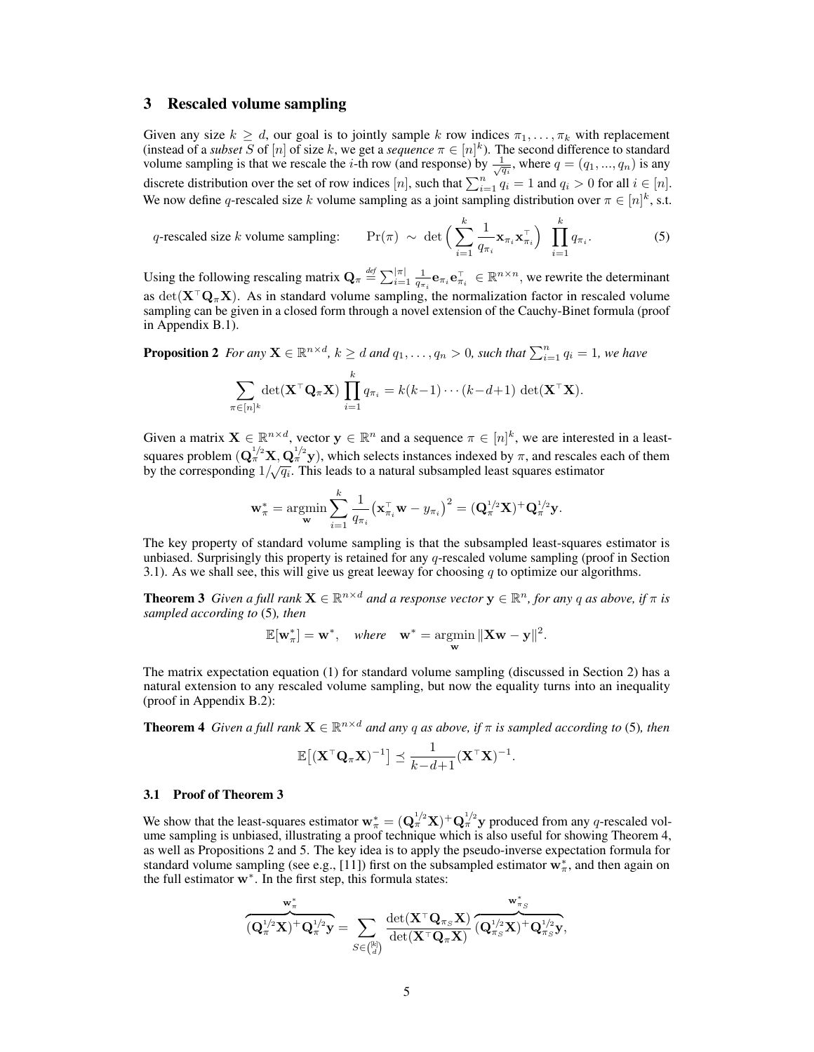## 3 Rescaled volume sampling

Given any size $k \geq d$, our goal is to jointly sample $k$ row indices $\pi_1, \ldots, \pi_k$ with replacement (instead of a *subset* $S$ of $[n]$ of size $k$, we get a *sequence* $\pi \in [n]^k$). The second difference to standard volume sampling is that we rescale the $i$-th row (and response) by $\frac{1}{\sqrt{q_i}}$, where $q = (q_1, ..., q_n)$ is any discrete distribution over the set of row indices $[n]$, such that $\sum_{i=1}^n q_i = 1$ and $q_i > 0$ for all $i \in [n]$. We now define $q$-rescaled size $k$ volume sampling as a joint sampling distribution over $\pi \in [n]^k$, s.t.

$$q\text{-rescaled size } k \text{ volume sampling:} \qquad \Pr(\pi) \sim \det\Big(\sum_{i=1}^k \frac{1}{q_{\pi_i}} \mathbf{x}_{\pi_i} \mathbf{x}_{\pi_i}^\top\Big) \prod_{i=1}^k q_{\pi_i}. \tag{5}$$

Using the following rescaling matrix $\mathbf{Q}_\pi \stackrel{def}{=} \sum_{i=1}^{|\pi|} \frac{1}{q_{\pi_i}} \mathbf{e}_{\pi_i} \mathbf{e}_{\pi_i}^\top \in \mathbb{R}^{n \times n}$, we rewrite the determinant as $\det(\mathbf{X}^\top \mathbf{Q}_\pi \mathbf{X})$. As in standard volume sampling, the normalization factor in rescaled volume sampling can be given in a closed form through a novel extension of the Cauchy-Binet formula (proof in Appendix B.1).

**Proposition 2** *For any $\mathbf{X} \in \mathbb{R}^{n \times d}$, $k \geq d$ and $q_1, \ldots, q_n > 0$, such that $\sum_{i=1}^n q_i = 1$, we have*

$$\sum_{\pi \in [n]^k} \det(\mathbf{X}^\top \mathbf{Q}_\pi \mathbf{X}) \prod_{i=1}^k q_{\pi_i} = k(k-1)\cdots(k-d+1) \det(\mathbf{X}^\top \mathbf{X}).$$

Given a matrix $\mathbf{X} \in \mathbb{R}^{n \times d}$, vector $\mathbf{y} \in \mathbb{R}^n$ and a sequence $\pi \in [n]^k$, we are interested in a least-squares problem $(\mathbf{Q}_\pi^{1/2} \mathbf{X}, \mathbf{Q}_\pi^{1/2} \mathbf{y})$, which selects instances indexed by $\pi$, and rescales each of them by the corresponding $1/\sqrt{q_i}$. This leads to a natural subsampled least squares estimator

$$\mathbf{w}_\pi^* = \operatorname*{argmin}_{\mathbf{w}} \sum_{i=1}^k \frac{1}{q_{\pi_i}} \big(\mathbf{x}_{\pi_i}^\top \mathbf{w} - y_{\pi_i}\big)^2 = (\mathbf{Q}_\pi^{1/2} \mathbf{X})^+ \mathbf{Q}_\pi^{1/2} \mathbf{y}.$$

The key property of standard volume sampling is that the subsampled least-squares estimator is unbiased. Surprisingly this property is retained for any $q$-rescaled volume sampling (proof in Section 3.1). As we shall see, this will give us great leeway for choosing $q$ to optimize our algorithms.

**Theorem 3** *Given a full rank $\mathbf{X} \in \mathbb{R}^{n \times d}$ and a response vector $\mathbf{y} \in \mathbb{R}^n$, for any $q$ as above, if $\pi$ is sampled according to* (5)*, then*

$$\mathbb{E}[\mathbf{w}_\pi^*] = \mathbf{w}^*, \quad \textit{where} \quad \mathbf{w}^* = \operatorname*{argmin}_{\mathbf{w}} \|\mathbf{X}\mathbf{w} - \mathbf{y}\|^2.$$

The matrix expectation equation (1) for standard volume sampling (discussed in Section 2) has a natural extension to any rescaled volume sampling, but now the equality turns into an inequality (proof in Appendix B.2):

**Theorem 4** *Given a full rank $\mathbf{X} \in \mathbb{R}^{n \times d}$ and any $q$ as above, if $\pi$ is sampled according to* (5)*, then*

$$\mathbb{E}\big[(\mathbf{X}^\top \mathbf{Q}_\pi \mathbf{X})^{-1}\big] \preceq \frac{1}{k-d+1} (\mathbf{X}^\top \mathbf{X})^{-1}.$$

### 3.1 Proof of Theorem 3

We show that the least-squares estimator $\mathbf{w}_\pi^* = (\mathbf{Q}_\pi^{1/2} \mathbf{X})^+ \mathbf{Q}_\pi^{1/2} \mathbf{y}$ produced from any $q$-rescaled volume sampling is unbiased, illustrating a proof technique which is also useful for showing Theorem 4, as well as Propositions 2 and 5. The key idea is to apply the pseudo-inverse expectation formula for standard volume sampling (see e.g., [11]) first on the subsampled estimator $\mathbf{w}_\pi^*$, and then again on the full estimator $\mathbf{w}^*$. In the first step, this formula states:

$$\overbrace{(\mathbf{Q}_\pi^{1/2} \mathbf{X})^+ \mathbf{Q}_\pi^{1/2} \mathbf{y}}^{\mathbf{w}_\pi^*} = \sum_{S \in \binom{[k]}{d}} \frac{\det(\mathbf{X}^\top \mathbf{Q}_{\pi_S} \mathbf{X})}{\det(\mathbf{X}^\top \mathbf{Q}_\pi \mathbf{X})} \overbrace{(\mathbf{Q}_{\pi_S}^{1/2} \mathbf{X})^+ \mathbf{Q}_{\pi_S}^{1/2} \mathbf{y}}^{\mathbf{w}_{\pi_S}^*},$$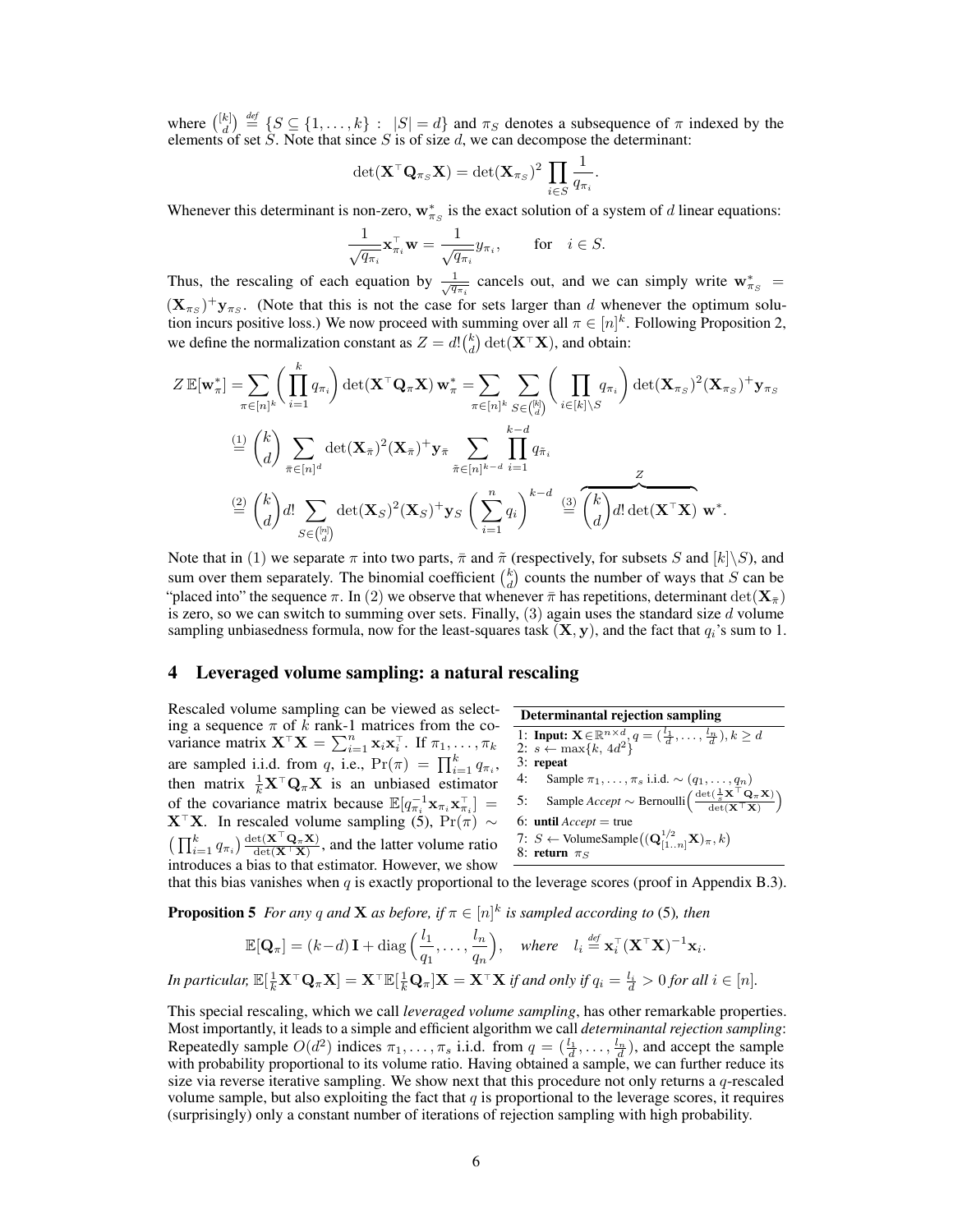where $\binom{[k]}{d} \overset{def}{=} \{S \subseteq \{1, \ldots, k\} : |S| = d\}$ and $\pi_S$ denotes a subsequence of $\pi$ indexed by the elements of set $S$. Note that since $S$ is of size $d$, we can decompose the determinant:

$$\det(\mathbf{X}^\top \mathbf{Q}_{\pi_S} \mathbf{X}) = \det(\mathbf{X}_{\pi_S})^2 \prod_{i \in S} \frac{1}{q_{\pi_i}}.$$

Whenever this determinant is non-zero, $\mathbf{w}^*_{\pi_S}$ is the exact solution of a system of $d$ linear equations:

$$\frac{1}{\sqrt{q_{\pi_i}}} \mathbf{x}_{\pi_i}^\top \mathbf{w} = \frac{1}{\sqrt{q_{\pi_i}}} y_{\pi_i}, \qquad \text{for} \quad i \in S.$$

Thus, the rescaling of each equation by $\frac{1}{\sqrt{q_{\pi_i}}}$ cancels out, and we can simply write $\mathbf{w}^*_{\pi_S} = (\mathbf{X}_{\pi_S})^+ \mathbf{y}_{\pi_S}$. (Note that this is not the case for sets larger than $d$ whenever the optimum solution incurs positive loss.) We now proceed with summing over all $\pi \in [n]^k$. Following Proposition 2, we define the normalization constant as $Z = d!\binom{k}{d}\det(\mathbf{X}^\top \mathbf{X})$, and obtain:

$$Z\,\mathbb{E}[\mathbf{w}^*_\pi] = \sum_{\pi \in [n]^k} \Big(\prod_{i=1}^k q_{\pi_i}\Big) \det(\mathbf{X}^\top \mathbf{Q}_\pi \mathbf{X})\, \mathbf{w}^*_\pi = \sum_{\pi \in [n]^k} \sum_{S \in \binom{[k]}{d}} \Big(\prod_{i \in [k]\setminus S} q_{\pi_i}\Big) \det(\mathbf{X}_{\pi_S})^2 (\mathbf{X}_{\pi_S})^+ \mathbf{y}_{\pi_S}$$

$$\overset{(1)}{=} \binom{k}{d} \sum_{\bar\pi \in [n]^d} \det(\mathbf{X}_{\bar\pi})^2 (\mathbf{X}_{\bar\pi})^+ \mathbf{y}_{\bar\pi} \sum_{\tilde\pi \in [n]^{k-d}} \prod_{i=1}^{k-d} q_{\tilde\pi_i}$$

$$\overset{(2)}{=} \binom{k}{d} d! \sum_{S \in \binom{[n]}{d}} \det(\mathbf{X}_S)^2 (\mathbf{X}_S)^+ \mathbf{y}_S \Big(\sum_{i=1}^n q_i\Big)^{k-d} \overset{(3)}{=} \overbrace{\binom{k}{d} d! \det(\mathbf{X}^\top \mathbf{X})}^{Z}\, \mathbf{w}^*.$$

Note that in (1) we separate $\pi$ into two parts, $\bar\pi$ and $\tilde\pi$ (respectively, for subsets $S$ and $[k]\setminus S$), and sum over them separately. The binomial coefficient $\binom{k}{d}$ counts the number of ways that $S$ can be "placed into" the sequence $\pi$. In (2) we observe that whenever $\bar\pi$ has repetitions, determinant $\det(\mathbf{X}_{\bar\pi})$ is zero, so we can switch to summing over sets. Finally, (3) again uses the standard size $d$ volume sampling unbiasedness formula, now for the least-squares task $(\mathbf{X}, \mathbf{y})$, and the fact that $q_i$'s sum to 1.

## 4 Leveraged volume sampling: a natural rescaling

Rescaled volume sampling can be viewed as selecting a sequence $\pi$ of $k$ rank-1 matrices from the covariance matrix $\mathbf{X}^\top \mathbf{X} = \sum_{i=1}^n \mathbf{x}_i \mathbf{x}_i^\top$. If $\pi_1, \ldots, \pi_k$ are sampled i.i.d. from $q$, i.e., $\Pr(\pi) = \prod_{i=1}^k q_{\pi_i}$, then matrix $\frac{1}{k}\mathbf{X}^\top \mathbf{Q}_\pi \mathbf{X}$ is an unbiased estimator of the covariance matrix because $\mathbb{E}[q_{\pi_i}^{-1} \mathbf{x}_{\pi_i} \mathbf{x}_{\pi_i}^\top] = \mathbf{X}^\top \mathbf{X}$. In rescaled volume sampling (5), $\Pr(\pi) \sim \big(\prod_{i=1}^k q_{\pi_i}\big) \frac{\det(\mathbf{X}^\top \mathbf{Q}_\pi \mathbf{X})}{\det(\mathbf{X}^\top \mathbf{X})}$, and the latter volume ratio introduces a bias to that estimator. However, we show that this bias vanishes when $q$ is exactly proportional to the leverage scores (proof in Appendix B.3).

**Determinantal rejection sampling**

```
1: Input: X ∈ R^{n×d}, q = (l_1/d, ..., l_n/d), k ≥ d
2: s ← max{k, 4d^2}
3: repeat
4:     Sample π_1, ..., π_s i.i.d. ~ (q_1, ..., q_n)
5:     Sample Accept ~ Bernoulli( det((1/s) X^T Q_π X) / det(X^T X) )
6: until Accept = true
7: S ← VolumeSample((Q_[1..n]^{1/2} X)_π, k)
8: return π_S
```

**Proposition 5** *For any $q$ and $\mathbf{X}$ as before, if $\pi \in [n]^k$ is sampled according to* (5)*, then*

$$\mathbb{E}[\mathbf{Q}_\pi] = (k-d)\,\mathbf{I} + \mathrm{diag}\Big(\frac{l_1}{q_1}, \ldots, \frac{l_n}{q_n}\Big), \quad \textit{where} \quad l_i \overset{def}{=} \mathbf{x}_i^\top (\mathbf{X}^\top \mathbf{X})^{-1} \mathbf{x}_i.$$

*In particular, $\mathbb{E}[\frac{1}{k}\mathbf{X}^\top \mathbf{Q}_\pi \mathbf{X}] = \mathbf{X}^\top \mathbb{E}[\frac{1}{k}\mathbf{Q}_\pi]\mathbf{X} = \mathbf{X}^\top \mathbf{X}$ if and only if $q_i = \frac{l_i}{d} > 0$ for all $i \in [n]$.*

This special rescaling, which we call *leveraged volume sampling*, has other remarkable properties. Most importantly, it leads to a simple and efficient algorithm we call *determinantal rejection sampling*: Repeatedly sample $O(d^2)$ indices $\pi_1, \ldots, \pi_s$ i.i.d. from $q = (\frac{l_1}{d}, \ldots, \frac{l_n}{d})$, and accept the sample with probability proportional to its volume ratio. Having obtained a sample, we can further reduce its size via reverse iterative sampling. We show next that this procedure not only returns a $q$-rescaled volume sample, but also exploiting the fact that $q$ is proportional to the leverage scores, it requires (surprisingly) only a constant number of iterations of rejection sampling with high probability.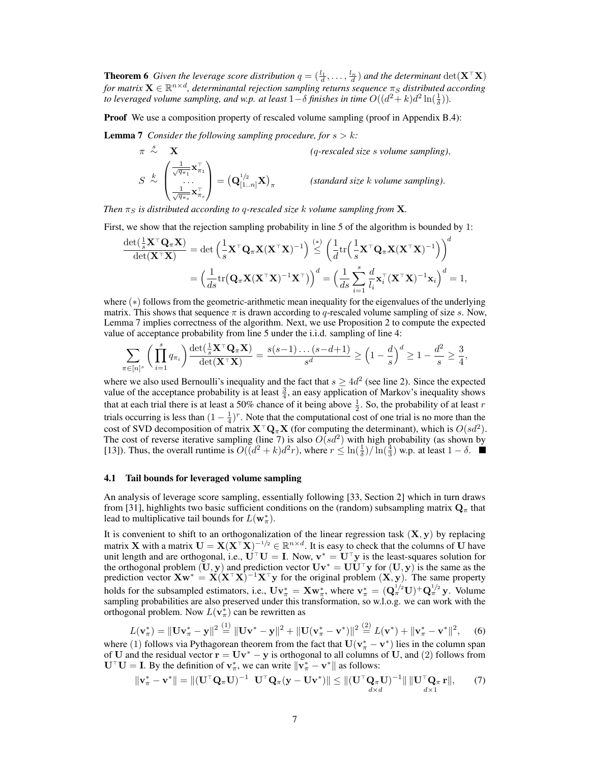**Theorem 6** *Given the leverage score distribution $q = (\frac{l_1}{d}, \ldots, \frac{l_n}{d})$ and the determinant $\det(\mathbf{X}^\top\mathbf{X})$ for matrix $\mathbf{X} \in \mathbb{R}^{n\times d}$, determinantal rejection sampling returns sequence $\pi_S$ distributed according to leveraged volume sampling, and w.p. at least $1-\delta$ finishes in time $O((d^2+k)d^2\ln(\frac{1}{\delta}))$.*

**Proof** We use a composition property of rescaled volume sampling (proof in Appendix B.4):

**Lemma 7** *Consider the following sampling procedure, for $s > k$:*

$$\pi \overset{s}{\sim} \mathbf{X} \qquad \textit{(q-rescaled size s volume sampling)},$$

$$S \overset{k}{\sim} \begin{pmatrix} \frac{1}{\sqrt{q_{\pi_1}}}\mathbf{x}_{\pi_1}^\top \\ \cdots \\ \frac{1}{\sqrt{q_{\pi_s}}}\mathbf{x}_{\pi_s}^\top \end{pmatrix} = \big(\mathbf{Q}_{[1..n]}^{1/2}\mathbf{X}\big)_\pi \qquad \textit{(standard size k volume sampling)}.$$

*Then $\pi_S$ is distributed according to $q$-rescaled size $k$ volume sampling from $\mathbf{X}$.*

First, we show that the rejection sampling probability in line 5 of the algorithm is bounded by 1:

$$\begin{aligned}\frac{\det(\frac{1}{s}\mathbf{X}^\top\mathbf{Q}_\pi\mathbf{X})}{\det(\mathbf{X}^\top\mathbf{X})} &= \det\Big(\frac{1}{s}\mathbf{X}^\top\mathbf{Q}_\pi\mathbf{X}(\mathbf{X}^\top\mathbf{X})^{-1}\Big) \overset{(*)}{\leq} \Big(\frac{1}{d}\mathrm{tr}\Big(\frac{1}{s}\mathbf{X}^\top\mathbf{Q}_\pi\mathbf{X}(\mathbf{X}^\top\mathbf{X})^{-1}\Big)\Big)^d \\ &= \Big(\frac{1}{ds}\mathrm{tr}\big(\mathbf{Q}_\pi\mathbf{X}(\mathbf{X}^\top\mathbf{X})^{-1}\mathbf{X}^\top\big)\Big)^d = \Big(\frac{1}{ds}\sum_{i=1}^s \frac{d}{l_i}\mathbf{x}_i^\top(\mathbf{X}^\top\mathbf{X})^{-1}\mathbf{x}_i\Big)^d = 1,\end{aligned}$$

where $(*)$ follows from the geometric-arithmetic mean inequality for the eigenvalues of the underlying matrix. This shows that sequence $\pi$ is drawn according to $q$-rescaled volume sampling of size $s$. Now, Lemma 7 implies correctness of the algorithm. Next, we use Proposition 2 to compute the expected value of acceptance probability from line 5 under the i.i.d. sampling of line 4:

$$\sum_{\pi\in[n]^s}\Big(\prod_{i=1}^s q_{\pi_i}\Big)\frac{\det(\frac{1}{s}\mathbf{X}^\top\mathbf{Q}_\pi\mathbf{X})}{\det(\mathbf{X}^\top\mathbf{X})} = \frac{s(s-1)\ldots(s-d+1)}{s^d} \geq \Big(1-\frac{d}{s}\Big)^d \geq 1 - \frac{d^2}{s} \geq \frac{3}{4},$$

where we also used Bernoulli's inequality and the fact that $s \geq 4d^2$ (see line 2). Since the expected value of the acceptance probability is at least $\frac{3}{4}$, an easy application of Markov's inequality shows that at each trial there is at least a 50% chance of it being above $\frac{1}{2}$. So, the probability of at least $r$ trials occurring is less than $(1-\frac{1}{4})^r$. Note that the computational cost of one trial is no more than the cost of SVD decomposition of matrix $\mathbf{X}^\top\mathbf{Q}_\pi\mathbf{X}$ (for computing the determinant), which is $O(sd^2)$. The cost of reverse iterative sampling (line 7) is also $O(sd^2)$ with high probability (as shown by [13]). Thus, the overall runtime is $O((d^2+k)d^2 r)$, where $r \leq \ln(\frac{1}{\delta})/\ln(\frac{4}{3})$ w.p. at least $1-\delta$. ■

## 4.1 Tail bounds for leveraged volume sampling

An analysis of leverage score sampling, essentially following [33, Section 2] which in turn draws from [31], highlights two basic sufficient conditions on the (random) subsampling matrix $\mathbf{Q}_\pi$ that lead to multiplicative tail bounds for $L(\mathbf{w}_\pi^*)$.

It is convenient to shift to an orthogonalization of the linear regression task $(\mathbf{X}, \mathbf{y})$ by replacing matrix $\mathbf{X}$ with a matrix $\mathbf{U} = \mathbf{X}(\mathbf{X}^\top\mathbf{X})^{-1/2} \in \mathbb{R}^{n\times d}$. It is easy to check that the columns of $\mathbf{U}$ have unit length and are orthogonal, i.e., $\mathbf{U}^\top\mathbf{U} = \mathbf{I}$. Now, $\mathbf{v}^* = \mathbf{U}^\top\mathbf{y}$ is the least-squares solution for the orthogonal problem $(\mathbf{U}, \mathbf{y})$ and prediction vector $\mathbf{U}\mathbf{v}^* = \mathbf{U}\mathbf{U}^\top\mathbf{y}$ for $(\mathbf{U}, \mathbf{y})$ is the same as the prediction vector $\mathbf{X}\mathbf{w}^* = \mathbf{X}(\mathbf{X}^\top\mathbf{X})^{-1}\mathbf{X}^\top\mathbf{y}$ for the original problem $(\mathbf{X}, \mathbf{y})$. The same property holds for the subsampled estimators, i.e., $\mathbf{U}\mathbf{v}_\pi^* = \mathbf{X}\mathbf{w}_\pi^*$, where $\mathbf{v}_\pi^* = (\mathbf{Q}_\pi^{1/2}\mathbf{U})^+\mathbf{Q}_\pi^{1/2}\mathbf{y}$. Volume sampling probabilities are also preserved under this transformation, so w.l.o.g. we can work with the orthogonal problem. Now $L(\mathbf{v}_\pi^*)$ can be rewritten as

$$L(\mathbf{v}_\pi^*) = \|\mathbf{U}\mathbf{v}_\pi^* - \mathbf{y}\|^2 \overset{(1)}{=} \|\mathbf{U}\mathbf{v}^* - \mathbf{y}\|^2 + \|\mathbf{U}(\mathbf{v}_\pi^* - \mathbf{v}^*)\|^2 \overset{(2)}{=} L(\mathbf{v}^*) + \|\mathbf{v}_\pi^* - \mathbf{v}^*\|^2, \tag{6}$$

where (1) follows via Pythagorean theorem from the fact that $\mathbf{U}(\mathbf{v}_\pi^* - \mathbf{v}^*)$ lies in the column span of $\mathbf{U}$ and the residual vector $\mathbf{r} = \mathbf{U}\mathbf{v}^* - \mathbf{y}$ is orthogonal to all columns of $\mathbf{U}$, and (2) follows from $\mathbf{U}^\top\mathbf{U} = \mathbf{I}$. By the definition of $\mathbf{v}_\pi^*$, we can write $\|\mathbf{v}_\pi^* - \mathbf{v}^*\|$ as follows:

$$\|\mathbf{v}_\pi^* - \mathbf{v}^*\| = \|(\mathbf{U}^\top\mathbf{Q}_\pi\mathbf{U})^{-1}\ \mathbf{U}^\top\mathbf{Q}_\pi(\mathbf{y} - \mathbf{U}\mathbf{v}^*)\| \leq \|(\underbrace{\mathbf{U}^\top\mathbf{Q}_\pi\mathbf{U}}_{d\times d})^{-1}\|\,\|\underbrace{\mathbf{U}^\top\mathbf{Q}_\pi\,\mathbf{r}}_{d\times 1}\|, \tag{7}$$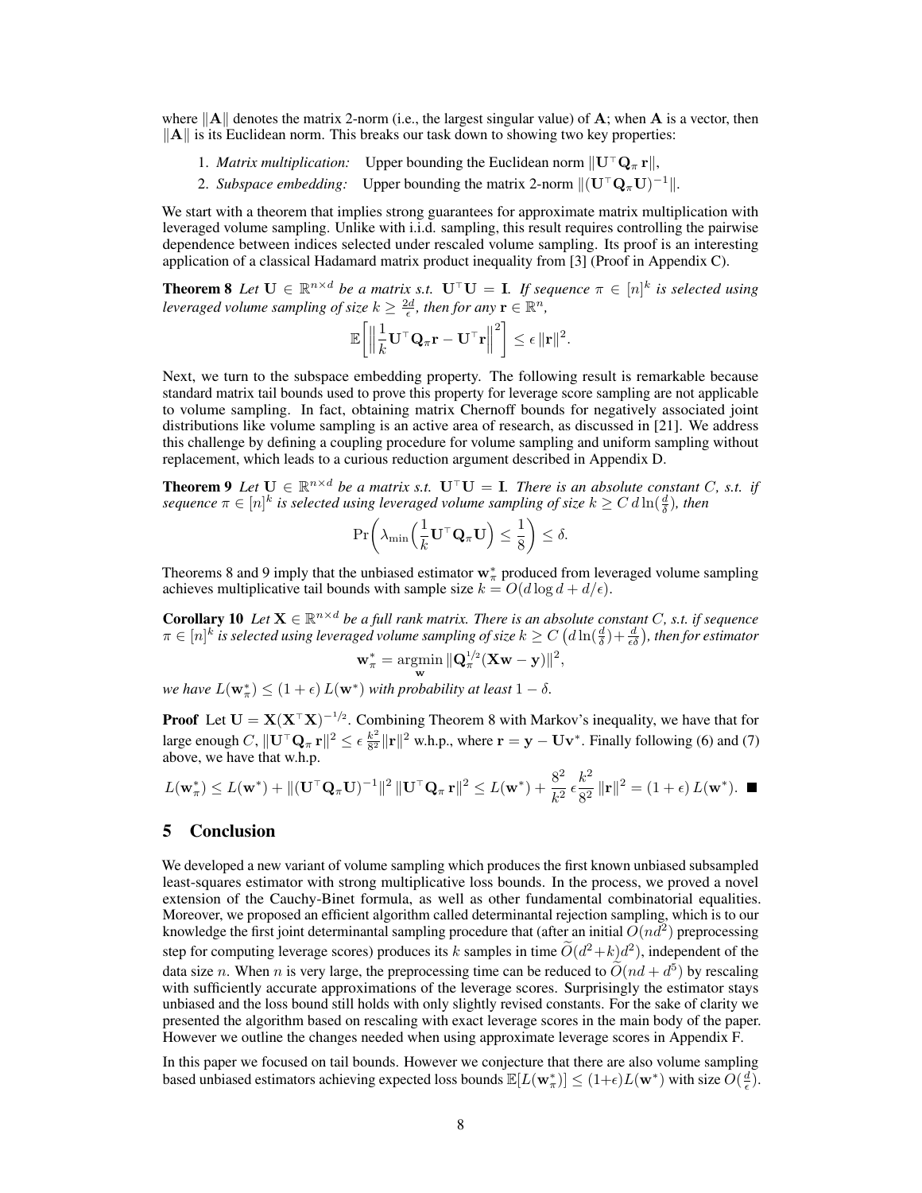where $\|\mathbf{A}\|$ denotes the matrix 2-norm (i.e., the largest singular value) of $\mathbf{A}$; when $\mathbf{A}$ is a vector, then $\|\mathbf{A}\|$ is its Euclidean norm. This breaks our task down to showing two key properties:

1. *Matrix multiplication:* Upper bounding the Euclidean norm $\|\mathbf{U}^\top \mathbf{Q}_\pi \mathbf{r}\|$,
2. *Subspace embedding:* Upper bounding the matrix 2-norm $\|(\mathbf{U}^\top \mathbf{Q}_\pi \mathbf{U})^{-1}\|$.

We start with a theorem that implies strong guarantees for approximate matrix multiplication with leveraged volume sampling. Unlike with i.i.d. sampling, this result requires controlling the pairwise dependence between indices selected under rescaled volume sampling. Its proof is an interesting application of a classical Hadamard matrix product inequality from [3] (Proof in Appendix C).

**Theorem 8** *Let $\mathbf{U} \in \mathbb{R}^{n\times d}$ be a matrix s.t. $\mathbf{U}^\top\mathbf{U} = \mathbf{I}$. If sequence $\pi \in [n]^k$ is selected using leveraged volume sampling of size $k \geq \frac{2d}{\epsilon}$, then for any $\mathbf{r} \in \mathbb{R}^n$,*

$$\mathbb{E}\bigg[\Big\|\frac{1}{k}\mathbf{U}^\top \mathbf{Q}_\pi \mathbf{r} - \mathbf{U}^\top \mathbf{r}\Big\|^2\bigg] \leq \epsilon\,\|\mathbf{r}\|^2.$$

Next, we turn to the subspace embedding property. The following result is remarkable because standard matrix tail bounds used to prove this property for leverage score sampling are not applicable to volume sampling. In fact, obtaining matrix Chernoff bounds for negatively associated joint distributions like volume sampling is an active area of research, as discussed in [21]. We address this challenge by defining a coupling procedure for volume sampling and uniform sampling without replacement, which leads to a curious reduction argument described in Appendix D.

**Theorem 9** *Let $\mathbf{U} \in \mathbb{R}^{n\times d}$ be a matrix s.t. $\mathbf{U}^\top\mathbf{U} = \mathbf{I}$. There is an absolute constant $C$, s.t. if sequence $\pi \in [n]^k$ is selected using leveraged volume sampling of size $k \geq C\,d\ln(\frac{d}{\delta})$, then*

$$\Pr\bigg(\lambda_{\min}\Big(\frac{1}{k}\mathbf{U}^\top \mathbf{Q}_\pi \mathbf{U}\Big) \leq \frac{1}{8}\bigg) \leq \delta.$$

Theorems 8 and 9 imply that the unbiased estimator $\mathbf{w}^*_\pi$ produced from leveraged volume sampling achieves multiplicative tail bounds with sample size $k = O(d\log d + d/\epsilon)$.

**Corollary 10** *Let $\mathbf{X} \in \mathbb{R}^{n\times d}$ be a full rank matrix. There is an absolute constant $C$, s.t. if sequence $\pi \in [n]^k$ is selected using leveraged volume sampling of size $k \geq C\,\big(d\ln(\frac{d}{\delta}) + \frac{d}{\epsilon\delta}\big)$, then for estimator*

$$\mathbf{w}^*_\pi = \operatorname*{argmin}_{\mathbf{w}} \|\mathbf{Q}_\pi^{1/2}(\mathbf{X}\mathbf{w} - \mathbf{y})\|^2,$$

*we have $L(\mathbf{w}^*_\pi) \leq (1+\epsilon)\,L(\mathbf{w}^*)$ with probability at least $1-\delta$.*

**Proof** Let $\mathbf{U} = \mathbf{X}(\mathbf{X}^\top\mathbf{X})^{-1/2}$. Combining Theorem 8 with Markov's inequality, we have that for large enough $C$, $\|\mathbf{U}^\top \mathbf{Q}_\pi \mathbf{r}\|^2 \leq \epsilon\,\frac{k^2}{8^2}\|\mathbf{r}\|^2$ w.h.p., where $\mathbf{r} = \mathbf{y} - \mathbf{U}\mathbf{v}^*$. Finally following (6) and (7) above, we have that w.h.p.

$$L(\mathbf{w}^*_\pi) \leq L(\mathbf{w}^*) + \|(\mathbf{U}^\top \mathbf{Q}_\pi \mathbf{U})^{-1}\|^2\,\|\mathbf{U}^\top \mathbf{Q}_\pi \mathbf{r}\|^2 \leq L(\mathbf{w}^*) + \frac{8^2}{k^2}\,\epsilon\frac{k^2}{8^2}\,\|\mathbf{r}\|^2 = (1+\epsilon)\,L(\mathbf{w}^*). \blacksquare$$

## 5 Conclusion

We developed a new variant of volume sampling which produces the first known unbiased subsampled least-squares estimator with strong multiplicative loss bounds. In the process, we proved a novel extension of the Cauchy-Binet formula, as well as other fundamental combinatorial equalities. Moreover, we proposed an efficient algorithm called determinantal rejection sampling, which is to our knowledge the first joint determinantal sampling procedure that (after an initial $O(nd^2)$ preprocessing step for computing leverage scores) produces its $k$ samples in time $\widetilde{O}(d^2+k)d^2)$, independent of the data size $n$. When $n$ is very large, the preprocessing time can be reduced to $\widetilde{O}(nd + d^5)$ by rescaling with sufficiently accurate approximations of the leverage scores. Surprisingly the estimator stays unbiased and the loss bound still holds with only slightly revised constants. For the sake of clarity we presented the algorithm based on rescaling with exact leverage scores in the main body of the paper. However we outline the changes needed when using approximate leverage scores in Appendix F.

In this paper we focused on tail bounds. However we conjecture that there are also volume sampling based unbiased estimators achieving expected loss bounds $\mathbb{E}[L(\mathbf{w}^*_\pi)] \leq (1+\epsilon)L(\mathbf{w}^*)$ with size $O(\frac{d}{\epsilon})$.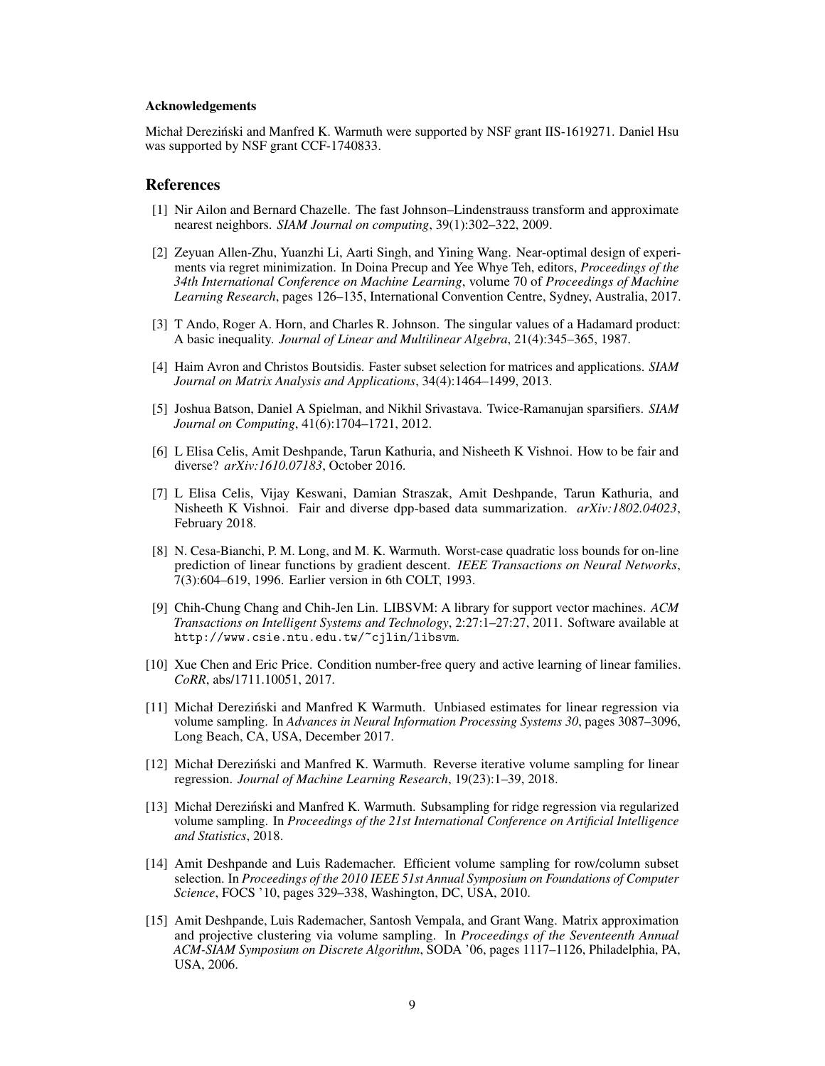#### Acknowledgements

Michał Dereziński and Manfred K. Warmuth were supported by NSF grant IIS-1619271. Daniel Hsu was supported by NSF grant CCF-1740833.

## References

[1] Nir Ailon and Bernard Chazelle. The fast Johnson–Lindenstrauss transform and approximate nearest neighbors. *SIAM Journal on computing*, 39(1):302–322, 2009.

[2] Zeyuan Allen-Zhu, Yuanzhi Li, Aarti Singh, and Yining Wang. Near-optimal design of experiments via regret minimization. In Doina Precup and Yee Whye Teh, editors, *Proceedings of the 34th International Conference on Machine Learning*, volume 70 of *Proceedings of Machine Learning Research*, pages 126–135, International Convention Centre, Sydney, Australia, 2017.

[3] T Ando, Roger A. Horn, and Charles R. Johnson. The singular values of a Hadamard product: A basic inequality. *Journal of Linear and Multilinear Algebra*, 21(4):345–365, 1987.

[4] Haim Avron and Christos Boutsidis. Faster subset selection for matrices and applications. *SIAM Journal on Matrix Analysis and Applications*, 34(4):1464–1499, 2013.

[5] Joshua Batson, Daniel A Spielman, and Nikhil Srivastava. Twice-Ramanujan sparsifiers. *SIAM Journal on Computing*, 41(6):1704–1721, 2012.

[6] L Elisa Celis, Amit Deshpande, Tarun Kathuria, and Nisheeth K Vishnoi. How to be fair and diverse? *arXiv:1610.07183*, October 2016.

[7] L Elisa Celis, Vijay Keswani, Damian Straszak, Amit Deshpande, Tarun Kathuria, and Nisheeth K Vishnoi. Fair and diverse dpp-based data summarization. *arXiv:1802.04023*, February 2018.

[8] N. Cesa-Bianchi, P. M. Long, and M. K. Warmuth. Worst-case quadratic loss bounds for on-line prediction of linear functions by gradient descent. *IEEE Transactions on Neural Networks*, 7(3):604–619, 1996. Earlier version in 6th COLT, 1993.

[9] Chih-Chung Chang and Chih-Jen Lin. LIBSVM: A library for support vector machines. *ACM Transactions on Intelligent Systems and Technology*, 2:27:1–27:27, 2011. Software available at http://www.csie.ntu.edu.tw/~cjlin/libsvm.

[10] Xue Chen and Eric Price. Condition number-free query and active learning of linear families. *CoRR*, abs/1711.10051, 2017.

[11] Michał Dereziński and Manfred K Warmuth. Unbiased estimates for linear regression via volume sampling. In *Advances in Neural Information Processing Systems 30*, pages 3087–3096, Long Beach, CA, USA, December 2017.

[12] Michał Dereziński and Manfred K. Warmuth. Reverse iterative volume sampling for linear regression. *Journal of Machine Learning Research*, 19(23):1–39, 2018.

[13] Michał Dereziński and Manfred K. Warmuth. Subsampling for ridge regression via regularized volume sampling. In *Proceedings of the 21st International Conference on Artificial Intelligence and Statistics*, 2018.

[14] Amit Deshpande and Luis Rademacher. Efficient volume sampling for row/column subset selection. In *Proceedings of the 2010 IEEE 51st Annual Symposium on Foundations of Computer Science*, FOCS '10, pages 329–338, Washington, DC, USA, 2010.

[15] Amit Deshpande, Luis Rademacher, Santosh Vempala, and Grant Wang. Matrix approximation and projective clustering via volume sampling. In *Proceedings of the Seventeenth Annual ACM-SIAM Symposium on Discrete Algorithm*, SODA '06, pages 1117–1126, Philadelphia, PA, USA, 2006.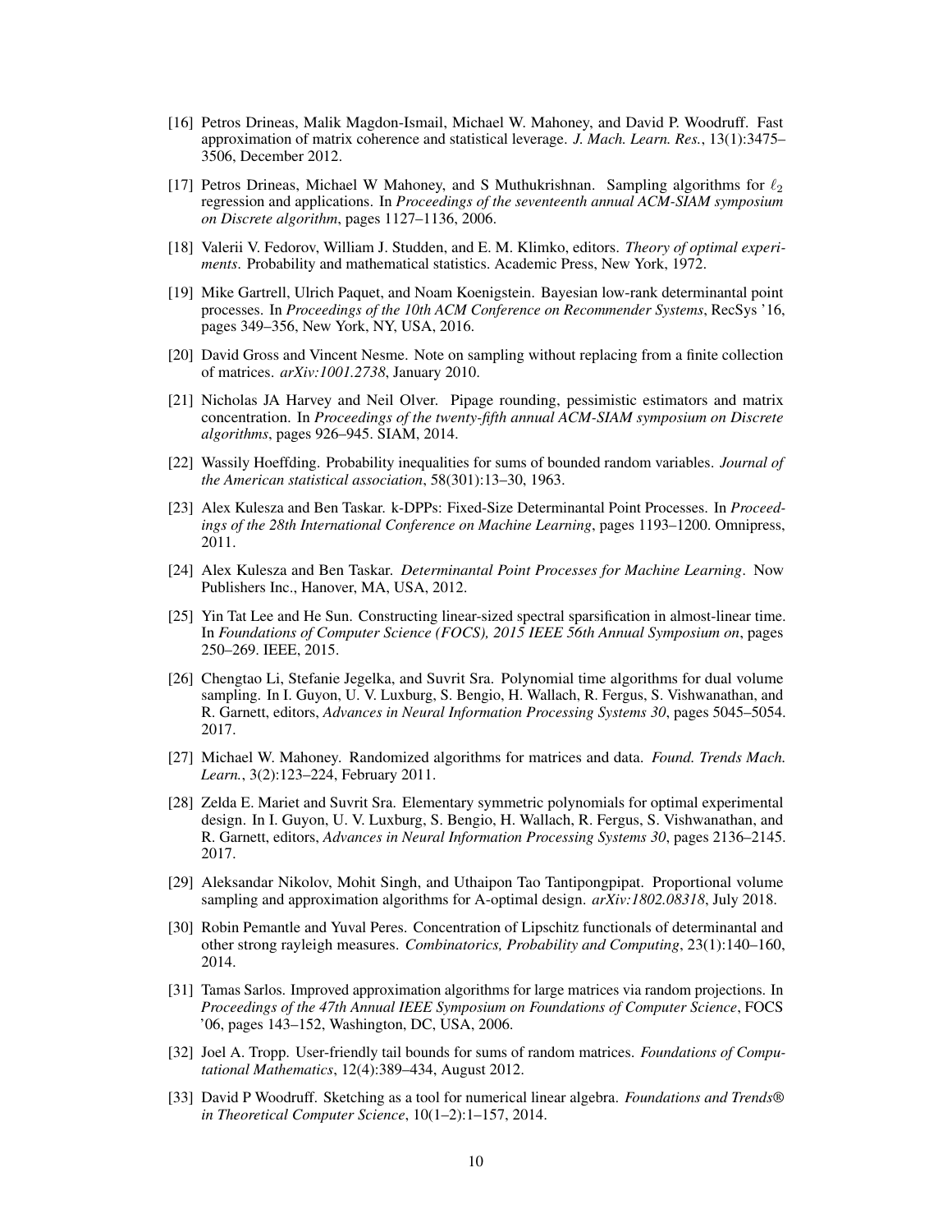[16] Petros Drineas, Malik Magdon-Ismail, Michael W. Mahoney, and David P. Woodruff. Fast approximation of matrix coherence and statistical leverage. *J. Mach. Learn. Res.*, 13(1):3475–3506, December 2012.

[17] Petros Drineas, Michael W Mahoney, and S Muthukrishnan. Sampling algorithms for $\ell_2$ regression and applications. In *Proceedings of the seventeenth annual ACM-SIAM symposium on Discrete algorithm*, pages 1127–1136, 2006.

[18] Valerii V. Fedorov, William J. Studden, and E. M. Klimko, editors. *Theory of optimal experiments*. Probability and mathematical statistics. Academic Press, New York, 1972.

[19] Mike Gartrell, Ulrich Paquet, and Noam Koenigstein. Bayesian low-rank determinantal point processes. In *Proceedings of the 10th ACM Conference on Recommender Systems*, RecSys '16, pages 349–356, New York, NY, USA, 2016.

[20] David Gross and Vincent Nesme. Note on sampling without replacing from a finite collection of matrices. *arXiv:1001.2738*, January 2010.

[21] Nicholas JA Harvey and Neil Olver. Pipage rounding, pessimistic estimators and matrix concentration. In *Proceedings of the twenty-fifth annual ACM-SIAM symposium on Discrete algorithms*, pages 926–945. SIAM, 2014.

[22] Wassily Hoeffding. Probability inequalities for sums of bounded random variables. *Journal of the American statistical association*, 58(301):13–30, 1963.

[23] Alex Kulesza and Ben Taskar. k-DPPs: Fixed-Size Determinantal Point Processes. In *Proceedings of the 28th International Conference on Machine Learning*, pages 1193–1200. Omnipress, 2011.

[24] Alex Kulesza and Ben Taskar. *Determinantal Point Processes for Machine Learning*. Now Publishers Inc., Hanover, MA, USA, 2012.

[25] Yin Tat Lee and He Sun. Constructing linear-sized spectral sparsification in almost-linear time. In *Foundations of Computer Science (FOCS), 2015 IEEE 56th Annual Symposium on*, pages 250–269. IEEE, 2015.

[26] Chengtao Li, Stefanie Jegelka, and Suvrit Sra. Polynomial time algorithms for dual volume sampling. In I. Guyon, U. V. Luxburg, S. Bengio, H. Wallach, R. Fergus, S. Vishwanathan, and R. Garnett, editors, *Advances in Neural Information Processing Systems 30*, pages 5045–5054. 2017.

[27] Michael W. Mahoney. Randomized algorithms for matrices and data. *Found. Trends Mach. Learn.*, 3(2):123–224, February 2011.

[28] Zelda E. Mariet and Suvrit Sra. Elementary symmetric polynomials for optimal experimental design. In I. Guyon, U. V. Luxburg, S. Bengio, H. Wallach, R. Fergus, S. Vishwanathan, and R. Garnett, editors, *Advances in Neural Information Processing Systems 30*, pages 2136–2145. 2017.

[29] Aleksandar Nikolov, Mohit Singh, and Uthaipon Tao Tantipongpipat. Proportional volume sampling and approximation algorithms for A-optimal design. *arXiv:1802.08318*, July 2018.

[30] Robin Pemantle and Yuval Peres. Concentration of Lipschitz functionals of determinantal and other strong rayleigh measures. *Combinatorics, Probability and Computing*, 23(1):140–160, 2014.

[31] Tamas Sarlos. Improved approximation algorithms for large matrices via random projections. In *Proceedings of the 47th Annual IEEE Symposium on Foundations of Computer Science*, FOCS '06, pages 143–152, Washington, DC, USA, 2006.

[32] Joel A. Tropp. User-friendly tail bounds for sums of random matrices. *Foundations of Computational Mathematics*, 12(4):389–434, August 2012.

[33] David P Woodruff. Sketching as a tool for numerical linear algebra. *Foundations and Trends® in Theoretical Computer Science*, 10(1–2):1–157, 2014.